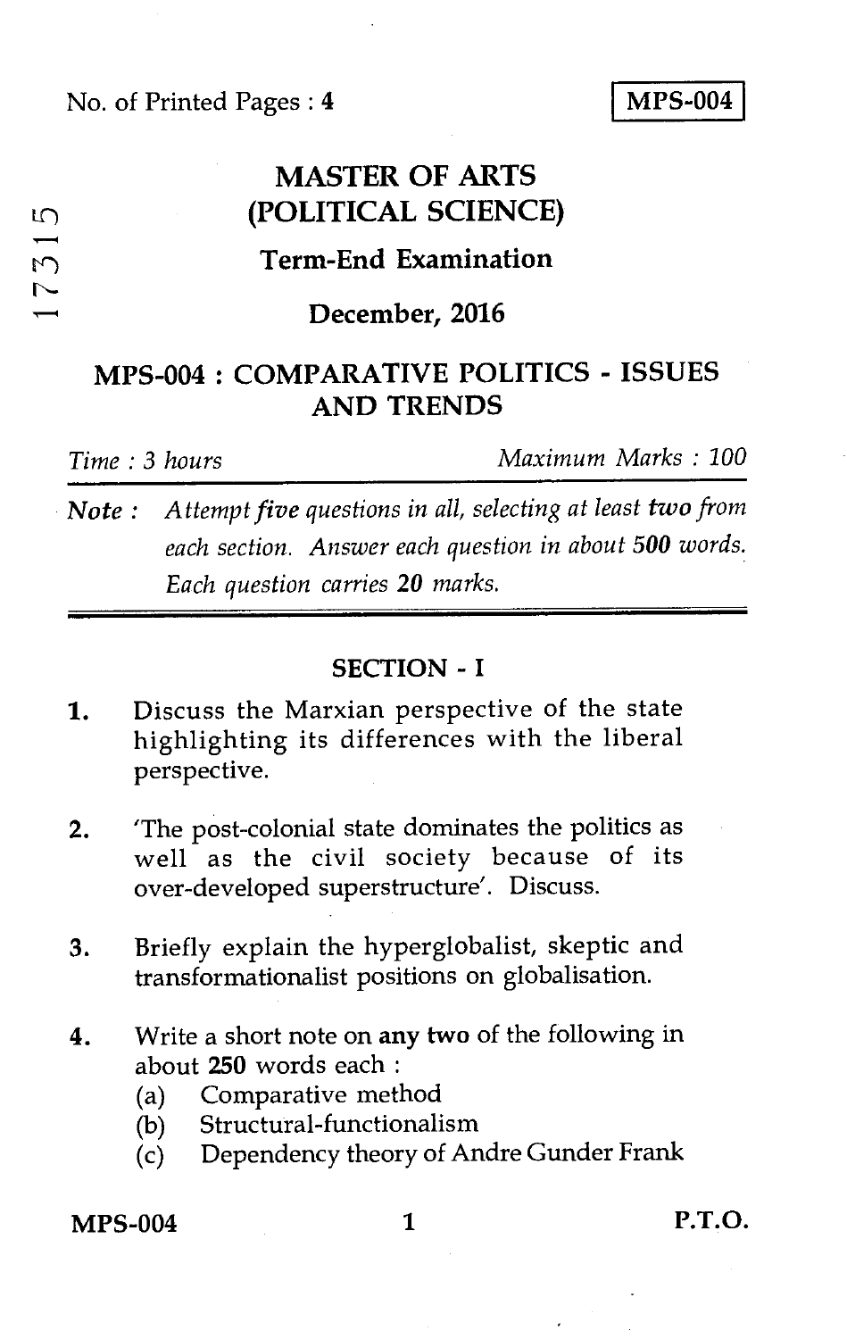No. of Printed Pages : 4

**MPS-004**

17315

# MASTER OF ARTS (POLITICAL SCIENCE)

## Term-End Examination

## December, 2016

## MPS-004 : COMPARATIVE POLITICS - ISSUES AND TRENDS

*Time : 3 hours* *Maximum Marks : 100*

**Note :** *Attempt five questions in all, selecting at least* ***two*** *from each section. Answer each question in about* ***500*** *words. Each question carries* ***20*** *marks.*

---

### SECTION - I

1. Discuss the Marxian perspective of the state highlighting its differences with the liberal perspective.

2. 'The post-colonial state dominates the politics as well as the civil society because of its over-developed superstructure'. Discuss.

3. Briefly explain the hyperglobalist, skeptic and transformationalist positions on globalisation.

4. Write a short note on **any two** of the following in about **250** words each :
   - (a) Comparative method
   - (b) Structural-functionalism
   - (c) Dependency theory of Andre Gunder Frank

**MPS-004** **P.T.O.**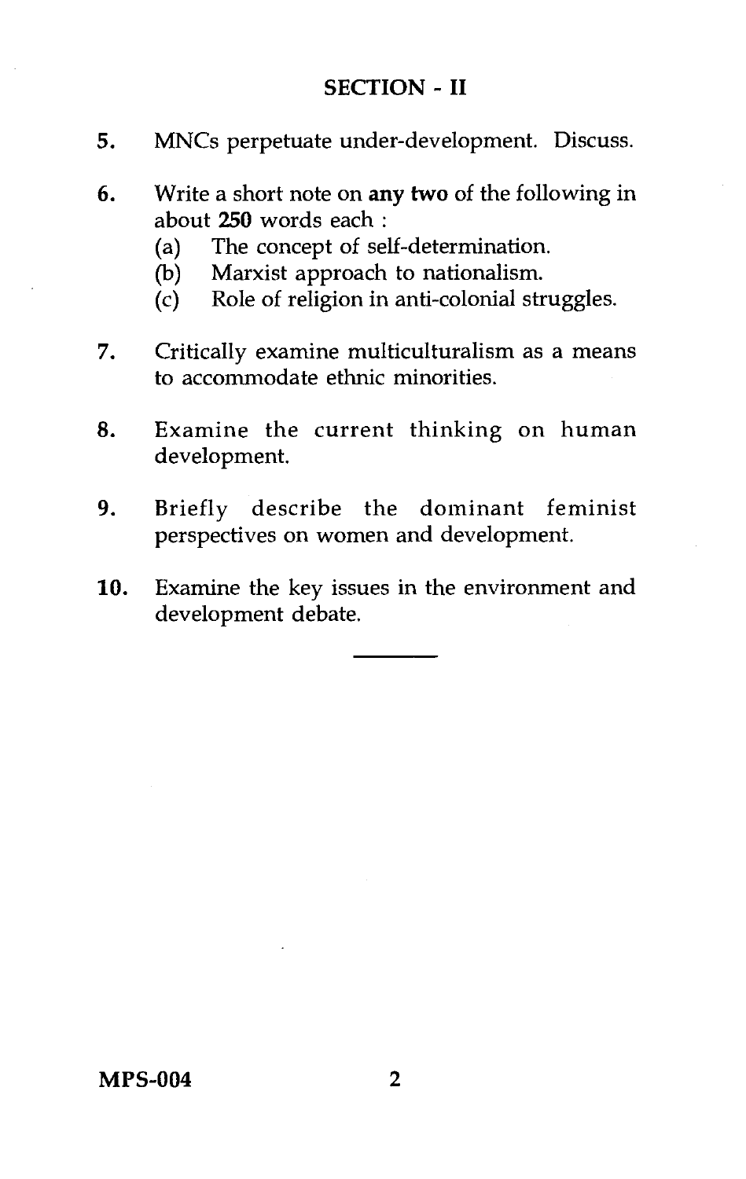## SECTION - II

5. MNCs perpetuate under-development. Discuss.

6. Write a short note on **any two** of the following in about **250** words each :
   - (a) The concept of self-determination.
   - (b) Marxist approach to nationalism.
   - (c) Role of religion in anti-colonial struggles.

7. Critically examine multiculturalism as a means to accommodate ethnic minorities.

8. Examine the current thinking on human development.

9. Briefly describe the dominant feminist perspectives on women and development.

10. Examine the key issues in the environment and development debate.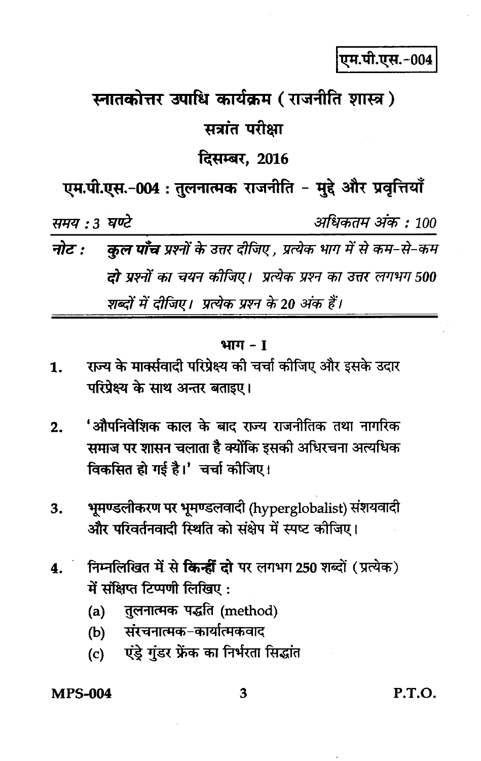एम.पी.एस.-004

# स्नातकोत्तर उपाधि कार्यक्रम (राजनीति शास्त्र)

## सत्रांत परीक्षा

## दिसम्बर, 2016

## एम.पी.एस.-004 : तुलनात्मक राजनीति - मुद्दे और प्रवृत्तियाँ

*समय : 3 घण्टे* *अधिकतम अंक : 100*

***नोट :*** *__कुल पाँच__ प्रश्नों के उत्तर दीजिए, प्रत्येक भाग में से कम-से-कम __दो__ प्रश्नों का चयन कीजिए। प्रत्येक प्रश्न का उत्तर लगभग 500 शब्दों में दीजिए। प्रत्येक प्रश्न के 20 अंक हैं।*

---

### भाग - I

1. राज्य के मार्क्सवादी परिप्रेक्ष्य की चर्चा कीजिए और इसके उदार परिप्रेक्ष्य के साथ अन्तर बताइए।

2. 'औपनिवेशिक काल के बाद राज्य राजनीतिक तथा नागरिक समाज पर शासन चलाता है क्योंकि इसकी अधिरचना अत्यधिक विकसित हो गई है।' चर्चा कीजिए।

3. भूमण्डलीकरण पर भूमण्डलवादी (hyperglobalist) संशयवादी और परिवर्तनवादी स्थिति को संक्षेप में स्पष्ट कीजिए।

4. निम्नलिखित में से **किन्हीं दो** पर लगभग 250 शब्दों (प्रत्येक) में संक्षिप्त टिप्पणी लिखिए :
   - (a) तुलनात्मक पद्धति (method)
   - (b) संरचनात्मक-कार्यात्मकवाद
   - (c) एंड्रे गुंडर फ्रेंक का निर्भरता सिद्धांत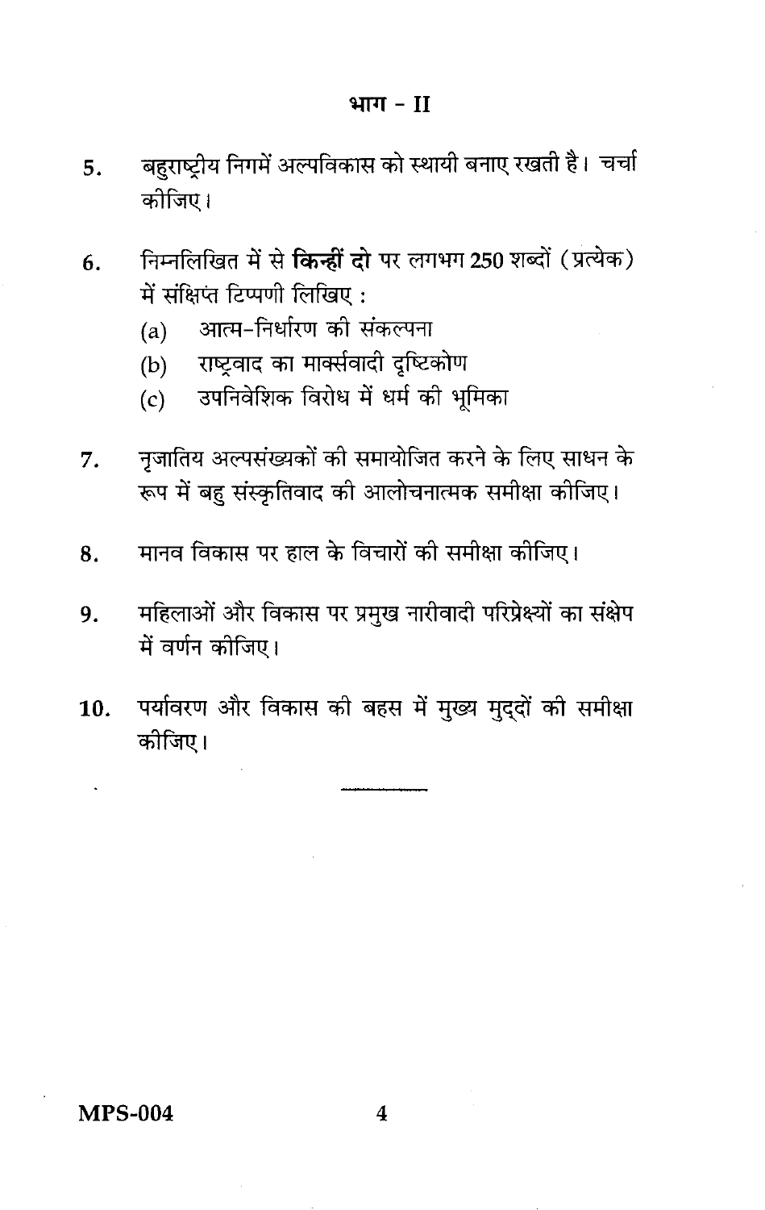## भाग - II

5. बहुराष्ट्रीय निगमें अल्पविकास को स्थायी बनाए रखती है। चर्चा कीजिए।

6. निम्नलिखित में से **किन्हीं दो** पर लगभग 250 शब्दों (प्रत्येक) में संक्षिप्त टिप्पणी लिखिए :
   (a) आत्म-निर्धारण की संकल्पना
   (b) राष्ट्रवाद का मार्क्सवादी दृष्टिकोण
   (c) उपनिवेशिक विरोध में धर्म की भूमिका

7. नृजातिय अल्पसंख्यकों की समायोजित करने के लिए साधन के रूप में बहु संस्कृतिवाद की आलोचनात्मक समीक्षा कीजिए।

8. मानव विकास पर हाल के विचारों की समीक्षा कीजिए।

9. महिलाओं और विकास पर प्रमुख नारीवादी परिप्रेक्ष्यों का संक्षेप में वर्णन कीजिए।

10. पर्यावरण और विकास की बहस में मुख्य मुद्दों की समीक्षा कीजिए।

MPS-004